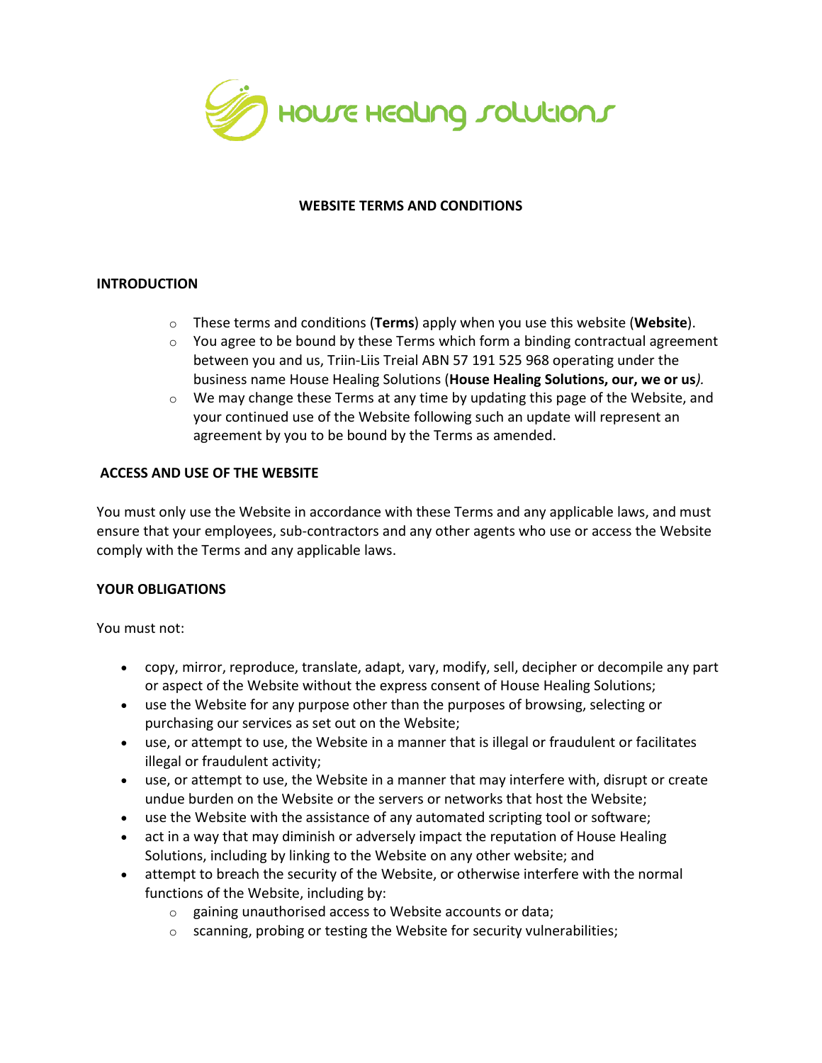House Healing Solutions

## WEBSITE TERMS AND CONDITIONS

### INTRODUCTION

- These terms and conditions (**Terms**) apply when you use this website (**Website**).
- You agree to be bound by these Terms which form a binding contractual agreement between you and us, Triin-Liis Treial ABN 57 191 525 968 operating under the business name House Healing Solutions (**House Healing Solutions, our, we or us**).
- We may change these Terms at any time by updating this page of the Website, and your continued use of the Website following such an update will represent an agreement by you to be bound by the Terms as amended.

### ACCESS AND USE OF THE WEBSITE

You must only use the Website in accordance with these Terms and any applicable laws, and must ensure that your employees, sub-contractors and any other agents who use or access the Website comply with the Terms and any applicable laws.

### YOUR OBLIGATIONS

You must not:

- copy, mirror, reproduce, translate, adapt, vary, modify, sell, decipher or decompile any part or aspect of the Website without the express consent of House Healing Solutions;
- use the Website for any purpose other than the purposes of browsing, selecting or purchasing our services as set out on the Website;
- use, or attempt to use, the Website in a manner that is illegal or fraudulent or facilitates illegal or fraudulent activity;
- use, or attempt to use, the Website in a manner that may interfere with, disrupt or create undue burden on the Website or the servers or networks that host the Website;
- use the Website with the assistance of any automated scripting tool or software;
- act in a way that may diminish or adversely impact the reputation of House Healing Solutions, including by linking to the Website on any other website; and
- attempt to breach the security of the Website, or otherwise interfere with the normal functions of the Website, including by:
  - gaining unauthorised access to Website accounts or data;
  - scanning, probing or testing the Website for security vulnerabilities;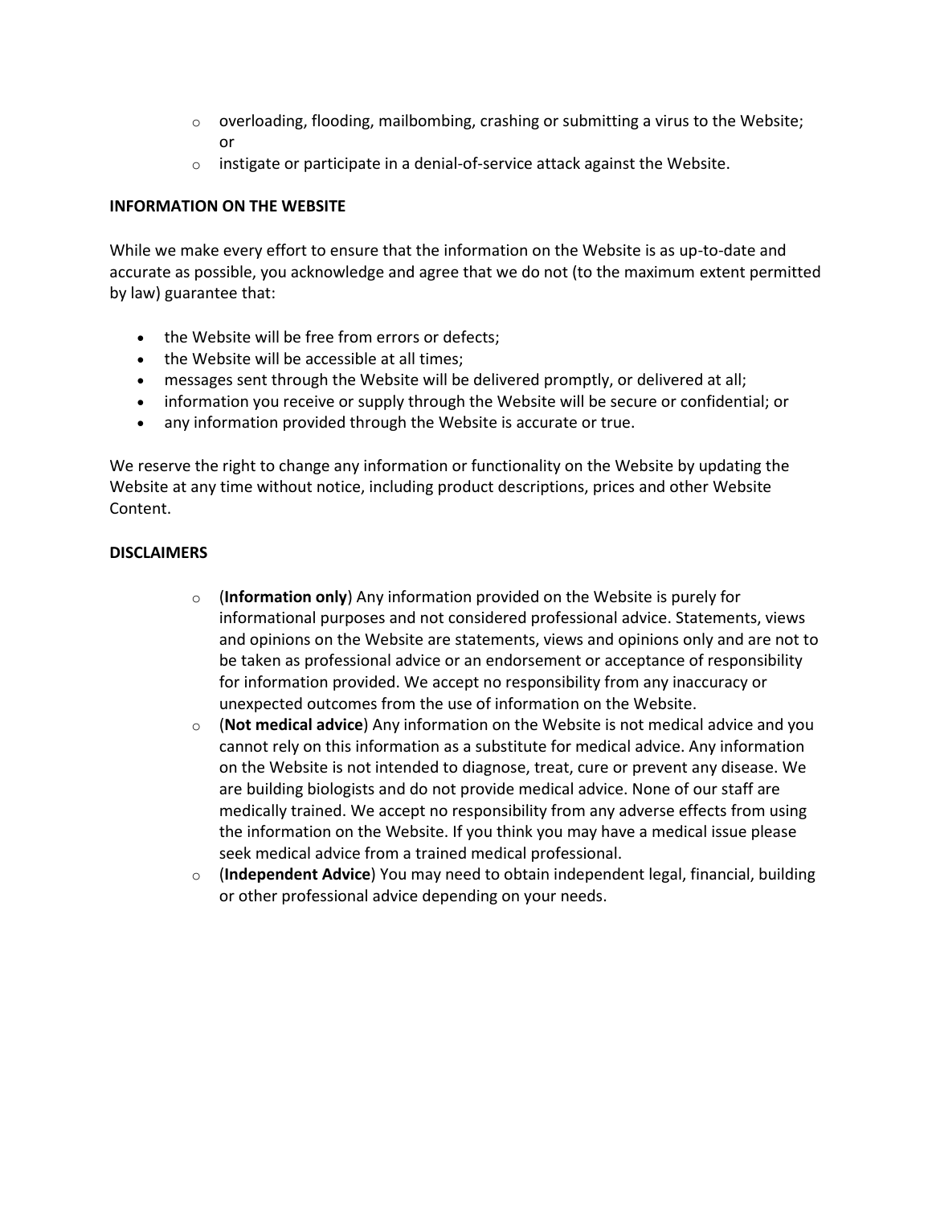- overloading, flooding, mailbombing, crashing or submitting a virus to the Website; or
- instigate or participate in a denial-of-service attack against the Website.

**INFORMATION ON THE WEBSITE**

While we make every effort to ensure that the information on the Website is as up-to-date and accurate as possible, you acknowledge and agree that we do not (to the maximum extent permitted by law) guarantee that:

- the Website will be free from errors or defects;
- the Website will be accessible at all times;
- messages sent through the Website will be delivered promptly, or delivered at all;
- information you receive or supply through the Website will be secure or confidential; or
- any information provided through the Website is accurate or true.

We reserve the right to change any information or functionality on the Website by updating the Website at any time without notice, including product descriptions, prices and other Website Content.

**DISCLAIMERS**

- (**Information only**) Any information provided on the Website is purely for informational purposes and not considered professional advice. Statements, views and opinions on the Website are statements, views and opinions only and are not to be taken as professional advice or an endorsement or acceptance of responsibility for information provided. We accept no responsibility from any inaccuracy or unexpected outcomes from the use of information on the Website.
- (**Not medical advice**) Any information on the Website is not medical advice and you cannot rely on this information as a substitute for medical advice. Any information on the Website is not intended to diagnose, treat, cure or prevent any disease. We are building biologists and do not provide medical advice. None of our staff are medically trained. We accept no responsibility from any adverse effects from using the information on the Website. If you think you may have a medical issue please seek medical advice from a trained medical professional.
- (**Independent Advice**) You may need to obtain independent legal, financial, building or other professional advice depending on your needs.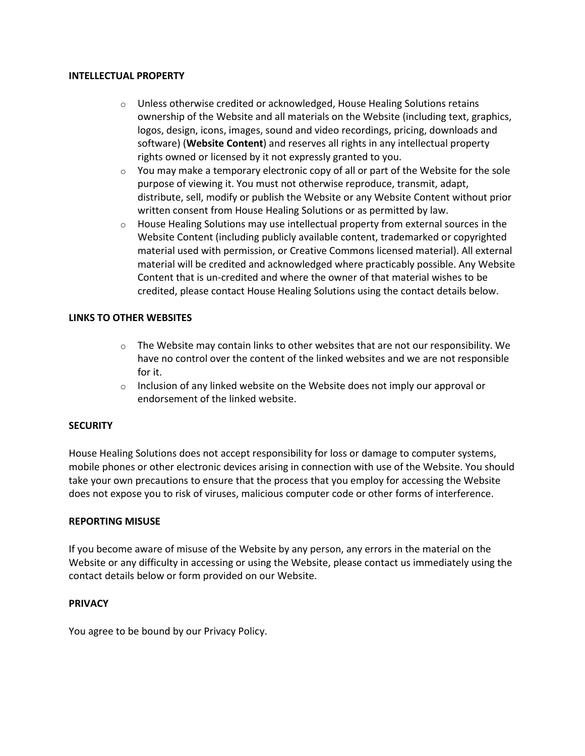## INTELLECTUAL PROPERTY

- Unless otherwise credited or acknowledged, House Healing Solutions retains ownership of the Website and all materials on the Website (including text, graphics, logos, design, icons, images, sound and video recordings, pricing, downloads and software) (**Website Content**) and reserves all rights in any intellectual property rights owned or licensed by it not expressly granted to you.
- You may make a temporary electronic copy of all or part of the Website for the sole purpose of viewing it. You must not otherwise reproduce, transmit, adapt, distribute, sell, modify or publish the Website or any Website Content without prior written consent from House Healing Solutions or as permitted by law.
- House Healing Solutions may use intellectual property from external sources in the Website Content (including publicly available content, trademarked or copyrighted material used with permission, or Creative Commons licensed material). All external material will be credited and acknowledged where practicably possible. Any Website Content that is un-credited and where the owner of that material wishes to be credited, please contact House Healing Solutions using the contact details below.

## LINKS TO OTHER WEBSITES

- The Website may contain links to other websites that are not our responsibility. We have no control over the content of the linked websites and we are not responsible for it.
- Inclusion of any linked website on the Website does not imply our approval or endorsement of the linked website.

## SECURITY

House Healing Solutions does not accept responsibility for loss or damage to computer systems, mobile phones or other electronic devices arising in connection with use of the Website. You should take your own precautions to ensure that the process that you employ for accessing the Website does not expose you to risk of viruses, malicious computer code or other forms of interference.

## REPORTING MISUSE

If you become aware of misuse of the Website by any person, any errors in the material on the Website or any difficulty in accessing or using the Website, please contact us immediately using the contact details below or form provided on our Website.

## PRIVACY

You agree to be bound by our Privacy Policy.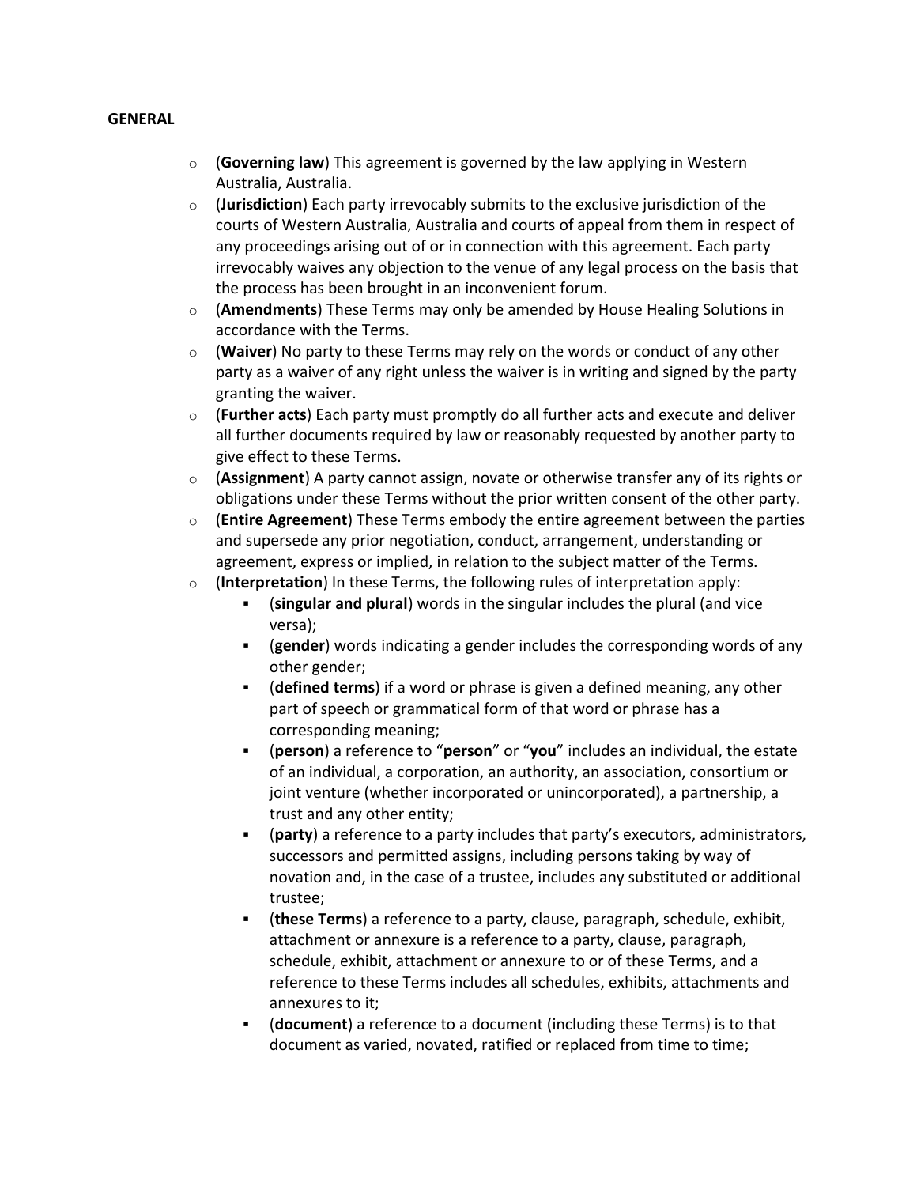**GENERAL**

- (**Governing law**) This agreement is governed by the law applying in Western Australia, Australia.
- (**Jurisdiction**) Each party irrevocably submits to the exclusive jurisdiction of the courts of Western Australia, Australia and courts of appeal from them in respect of any proceedings arising out of or in connection with this agreement. Each party irrevocably waives any objection to the venue of any legal process on the basis that the process has been brought in an inconvenient forum.
- (**Amendments**) These Terms may only be amended by House Healing Solutions in accordance with the Terms.
- (**Waiver**) No party to these Terms may rely on the words or conduct of any other party as a waiver of any right unless the waiver is in writing and signed by the party granting the waiver.
- (**Further acts**) Each party must promptly do all further acts and execute and deliver all further documents required by law or reasonably requested by another party to give effect to these Terms.
- (**Assignment**) A party cannot assign, novate or otherwise transfer any of its rights or obligations under these Terms without the prior written consent of the other party.
- (**Entire Agreement**) These Terms embody the entire agreement between the parties and supersede any prior negotiation, conduct, arrangement, understanding or agreement, express or implied, in relation to the subject matter of the Terms.
- (**Interpretation**) In these Terms, the following rules of interpretation apply:
  - (**singular and plural**) words in the singular includes the plural (and vice versa);
  - (**gender**) words indicating a gender includes the corresponding words of any other gender;
  - (**defined terms**) if a word or phrase is given a defined meaning, any other part of speech or grammatical form of that word or phrase has a corresponding meaning;
  - (**person**) a reference to "**person**" or "**you**" includes an individual, the estate of an individual, a corporation, an authority, an association, consortium or joint venture (whether incorporated or unincorporated), a partnership, a trust and any other entity;
  - (**party**) a reference to a party includes that party's executors, administrators, successors and permitted assigns, including persons taking by way of novation and, in the case of a trustee, includes any substituted or additional trustee;
  - (**these Terms**) a reference to a party, clause, paragraph, schedule, exhibit, attachment or annexure is a reference to a party, clause, paragraph, schedule, exhibit, attachment or annexure to or of these Terms, and a reference to these Terms includes all schedules, exhibits, attachments and annexures to it;
  - (**document**) a reference to a document (including these Terms) is to that document as varied, novated, ratified or replaced from time to time;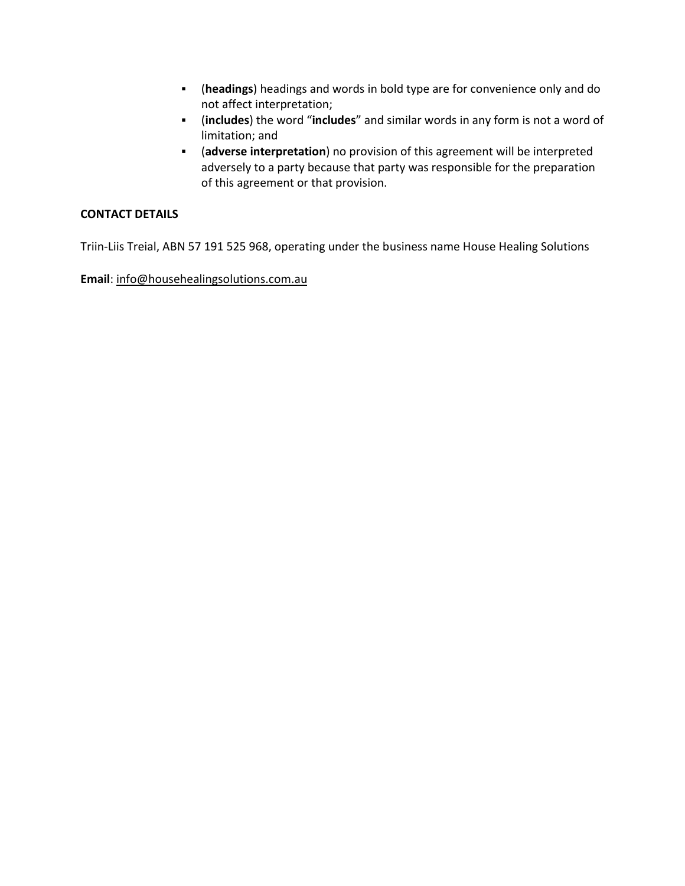- (**headings**) headings and words in bold type are for convenience only and do not affect interpretation;
- (**includes**) the word "**includes**" and similar words in any form is not a word of limitation; and
- (**adverse interpretation**) no provision of this agreement will be interpreted adversely to a party because that party was responsible for the preparation of this agreement or that provision.

**CONTACT DETAILS**

Triin-Liis Treial, ABN 57 191 525 968, operating under the business name House Healing Solutions

**Email**: info@househealingsolutions.com.au